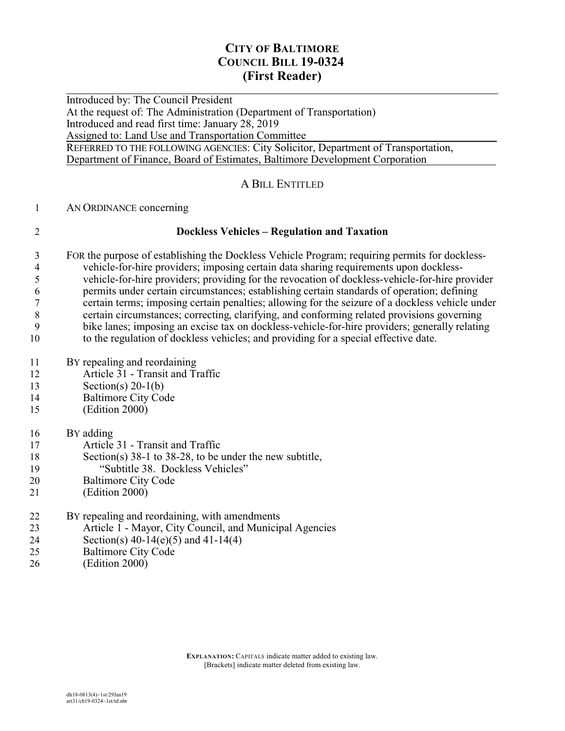# CITY OF BALTIMORE
# COUNCIL BILL 19-0324
# (First Reader)

Introduced by: The Council President
At the request of: The Administration (Department of Transportation)
Introduced and read first time: January 28, 2019
Assigned to: Land Use and Transportation Committee

REFERRED TO THE FOLLOWING AGENCIES: City Solicitor, Department of Transportation, Department of Finance, Board of Estimates, Baltimore Development Corporation

## A BILL ENTITLED

AN ORDINANCE concerning

**Dockless Vehicles – Regulation and Taxation**

FOR the purpose of establishing the Dockless Vehicle Program; requiring permits for dockless-vehicle-for-hire providers; imposing certain data sharing requirements upon dockless-vehicle-for-hire providers; providing for the revocation of dockless-vehicle-for-hire provider permits under certain circumstances; establishing certain standards of operation; defining certain terms; imposing certain penalties; allowing for the seizure of a dockless vehicle under certain circumstances; correcting, clarifying, and conforming related provisions governing bike lanes; imposing an excise tax on dockless-vehicle-for-hire providers; generally relating to the regulation of dockless vehicles; and providing for a special effective date.

BY repealing and reordaining
Article 31 - Transit and Traffic
Section(s) 20-1(b)
Baltimore City Code
(Edition 2000)

BY adding
Article 31 - Transit and Traffic
Section(s) 38-1 to 38-28, to be under the new subtitle,
"Subtitle 38. Dockless Vehicles"
Baltimore City Code
(Edition 2000)

BY repealing and reordaining, with amendments
Article 1 - Mayor, City Council, and Municipal Agencies
Section(s) 40-14(e)(5) and 41-14(4)
Baltimore City Code
(Edition 2000)

**EXPLANATION:** CAPITALS indicate matter added to existing law.
[Brackets] indicate matter deleted from existing law.

dlr18-0813(4)~1st/29Jan19
art31/cb19-0324~1st/td:nbr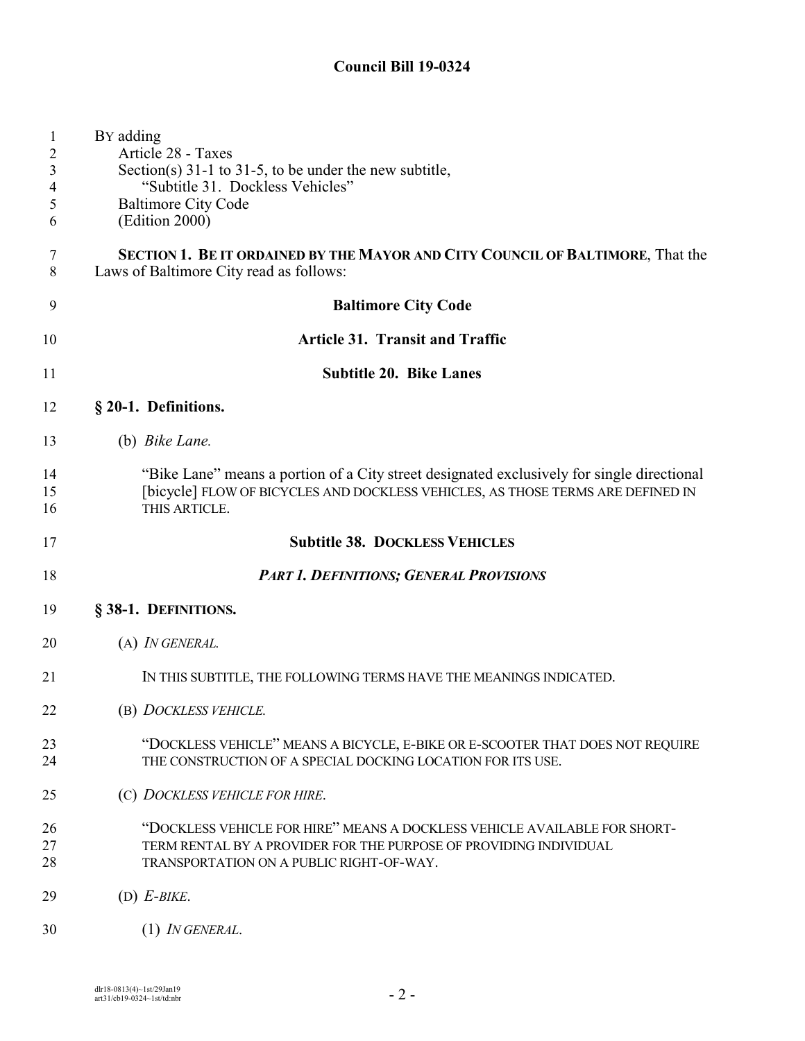BY adding
Article 28 - Taxes
Section(s) 31-1 to 31-5, to be under the new subtitle,
"Subtitle 31. Dockless Vehicles"
Baltimore City Code
(Edition 2000)

**SECTION 1. BE IT ORDAINED BY THE MAYOR AND CITY COUNCIL OF BALTIMORE**, That the Laws of Baltimore City read as follows:

## Baltimore City Code

## Article 31. Transit and Traffic

### Subtitle 20. Bike Lanes

**§ 20-1. Definitions.**

(b) *Bike Lane.*

"Bike Lane" means a portion of a City street designated exclusively for single directional [bicycle] FLOW OF BICYCLES AND DOCKLESS VEHICLES, AS THOSE TERMS ARE DEFINED IN THIS ARTICLE.

### Subtitle 38. DOCKLESS VEHICLES

***PART 1. DEFINITIONS; GENERAL PROVISIONS***

**§ 38-1. DEFINITIONS.**

(A) *IN GENERAL.*

IN THIS SUBTITLE, THE FOLLOWING TERMS HAVE THE MEANINGS INDICATED.

(B) *DOCKLESS VEHICLE.*

"DOCKLESS VEHICLE" MEANS A BICYCLE, E-BIKE OR E-SCOOTER THAT DOES NOT REQUIRE THE CONSTRUCTION OF A SPECIAL DOCKING LOCATION FOR ITS USE.

(C) *DOCKLESS VEHICLE FOR HIRE.*

"DOCKLESS VEHICLE FOR HIRE" MEANS A DOCKLESS VEHICLE AVAILABLE FOR SHORT-TERM RENTAL BY A PROVIDER FOR THE PURPOSE OF PROVIDING INDIVIDUAL TRANSPORTATION ON A PUBLIC RIGHT-OF-WAY.

(D) *E-BIKE.*

(1) *IN GENERAL.*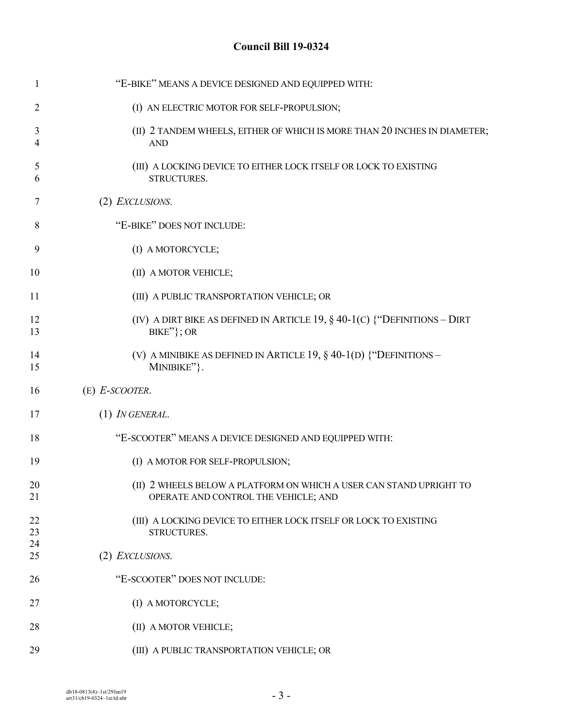"E-BIKE" MEANS A DEVICE DESIGNED AND EQUIPPED WITH:

(I) AN ELECTRIC MOTOR FOR SELF-PROPULSION;

(II) 2 TANDEM WHEELS, EITHER OF WHICH IS MORE THAN 20 INCHES IN DIAMETER; AND

(III) A LOCKING DEVICE TO EITHER LOCK ITSELF OR LOCK TO EXISTING STRUCTURES.

(2) *EXCLUSIONS.*

"E-BIKE" DOES NOT INCLUDE:

(I) A MOTORCYCLE;

(II) A MOTOR VEHICLE;

(III) A PUBLIC TRANSPORTATION VEHICLE; OR

(IV) A DIRT BIKE AS DEFINED IN ARTICLE 19, § 40-1(C) {"DEFINITIONS – DIRT BIKE"}; OR

(V) A MINIBIKE AS DEFINED IN ARTICLE 19, § 40-1(D) {"DEFINITIONS – MINIBIKE"}.

(E) *E-SCOOTER.*

(1) *IN GENERAL.*

"E-SCOOTER" MEANS A DEVICE DESIGNED AND EQUIPPED WITH:

(I) A MOTOR FOR SELF-PROPULSION;

(II) 2 WHEELS BELOW A PLATFORM ON WHICH A USER CAN STAND UPRIGHT TO OPERATE AND CONTROL THE VEHICLE; AND

(III) A LOCKING DEVICE TO EITHER LOCK ITSELF OR LOCK TO EXISTING STRUCTURES.

(2) *EXCLUSIONS.*

"E-SCOOTER" DOES NOT INCLUDE:

(I) A MOTORCYCLE;

(II) A MOTOR VEHICLE;

(III) A PUBLIC TRANSPORTATION VEHICLE; OR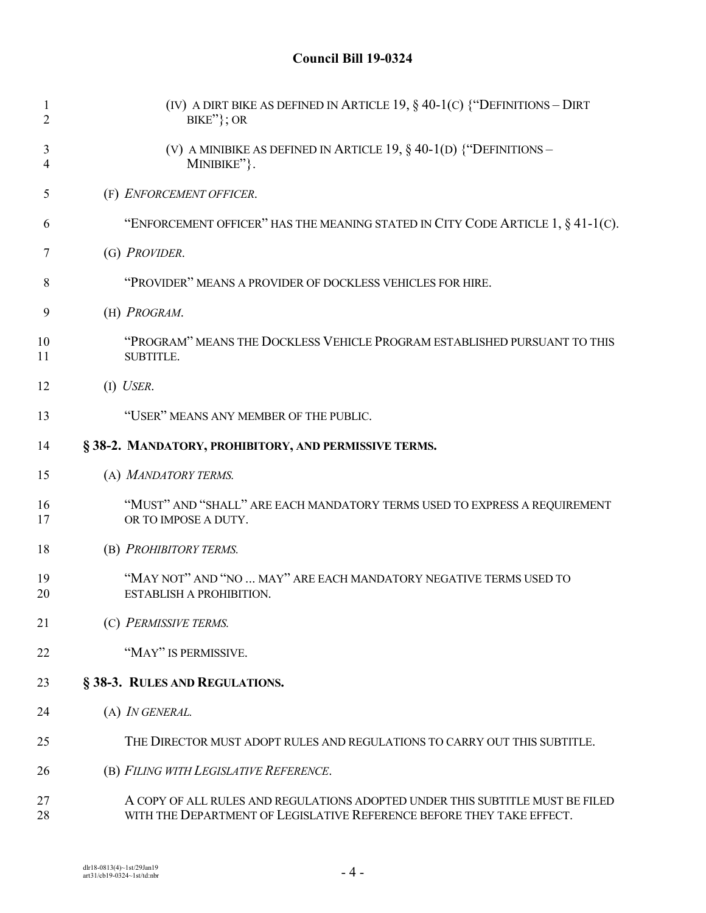(IV) A DIRT BIKE AS DEFINED IN ARTICLE 19, § 40-1(C) {"DEFINITIONS – DIRT BIKE"}; OR

(V) A MINIBIKE AS DEFINED IN ARTICLE 19, § 40-1(D) {"DEFINITIONS – MINIBIKE"}.

(F) *ENFORCEMENT OFFICER*.

"ENFORCEMENT OFFICER" HAS THE MEANING STATED IN CITY CODE ARTICLE 1, § 41-1(C).

(G) *PROVIDER*.

"PROVIDER" MEANS A PROVIDER OF DOCKLESS VEHICLES FOR HIRE.

(H) *PROGRAM*.

"PROGRAM" MEANS THE DOCKLESS VEHICLE PROGRAM ESTABLISHED PURSUANT TO THIS SUBTITLE.

(I) *USER*.

"USER" MEANS ANY MEMBER OF THE PUBLIC.

**§ 38-2. MANDATORY, PROHIBITORY, AND PERMISSIVE TERMS.**

(A) *MANDATORY TERMS.*

"MUST" AND "SHALL" ARE EACH MANDATORY TERMS USED TO EXPRESS A REQUIREMENT OR TO IMPOSE A DUTY.

(B) *PROHIBITORY TERMS.*

"MAY NOT" AND "NO ... MAY" ARE EACH MANDATORY NEGATIVE TERMS USED TO ESTABLISH A PROHIBITION.

(C) *PERMISSIVE TERMS.*

"MAY" IS PERMISSIVE.

**§ 38-3. RULES AND REGULATIONS.**

(A) *IN GENERAL.*

THE DIRECTOR MUST ADOPT RULES AND REGULATIONS TO CARRY OUT THIS SUBTITLE.

(B) *FILING WITH LEGISLATIVE REFERENCE*.

A COPY OF ALL RULES AND REGULATIONS ADOPTED UNDER THIS SUBTITLE MUST BE FILED WITH THE DEPARTMENT OF LEGISLATIVE REFERENCE BEFORE THEY TAKE EFFECT.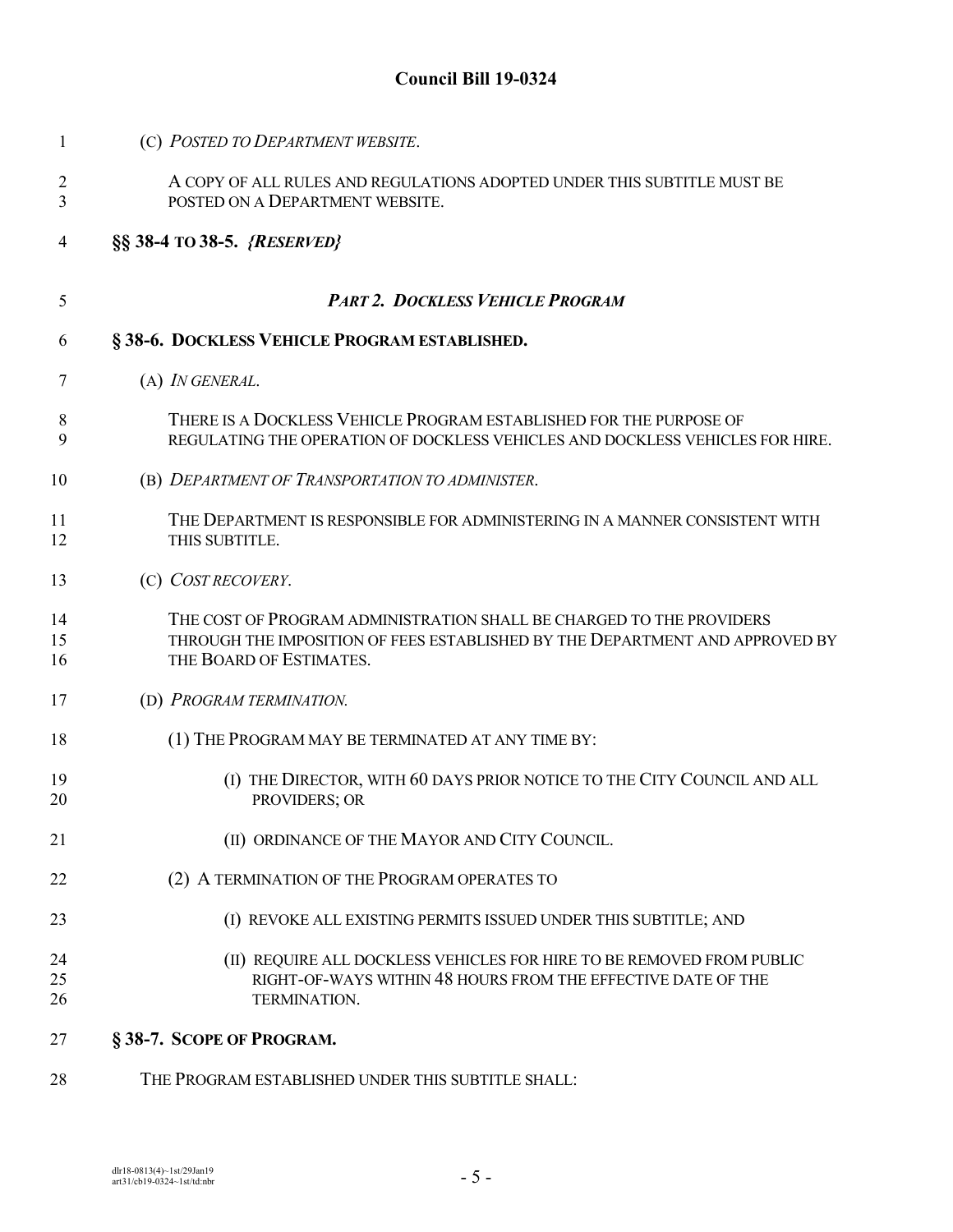(C) *POSTED TO DEPARTMENT WEBSITE*.

A COPY OF ALL RULES AND REGULATIONS ADOPTED UNDER THIS SUBTITLE MUST BE POSTED ON A DEPARTMENT WEBSITE.

**§§ 38-4 TO 38-5.** *{RESERVED}*

## *PART 2. DOCKLESS VEHICLE PROGRAM*

**§ 38-6. DOCKLESS VEHICLE PROGRAM ESTABLISHED.**

(A) *IN GENERAL*.

THERE IS A DOCKLESS VEHICLE PROGRAM ESTABLISHED FOR THE PURPOSE OF REGULATING THE OPERATION OF DOCKLESS VEHICLES AND DOCKLESS VEHICLES FOR HIRE.

(B) *DEPARTMENT OF TRANSPORTATION TO ADMINISTER*.

THE DEPARTMENT IS RESPONSIBLE FOR ADMINISTERING IN A MANNER CONSISTENT WITH THIS SUBTITLE.

(C) *COST RECOVERY*.

THE COST OF PROGRAM ADMINISTRATION SHALL BE CHARGED TO THE PROVIDERS THROUGH THE IMPOSITION OF FEES ESTABLISHED BY THE DEPARTMENT AND APPROVED BY THE BOARD OF ESTIMATES.

(D) *PROGRAM TERMINATION.*

(1) THE PROGRAM MAY BE TERMINATED AT ANY TIME BY:

(I) THE DIRECTOR, WITH 60 DAYS PRIOR NOTICE TO THE CITY COUNCIL AND ALL PROVIDERS; OR

(II) ORDINANCE OF THE MAYOR AND CITY COUNCIL.

(2) A TERMINATION OF THE PROGRAM OPERATES TO

(I) REVOKE ALL EXISTING PERMITS ISSUED UNDER THIS SUBTITLE; AND

(II) REQUIRE ALL DOCKLESS VEHICLES FOR HIRE TO BE REMOVED FROM PUBLIC RIGHT-OF-WAYS WITHIN 48 HOURS FROM THE EFFECTIVE DATE OF THE TERMINATION.

**§ 38-7. SCOPE OF PROGRAM.**

THE PROGRAM ESTABLISHED UNDER THIS SUBTITLE SHALL: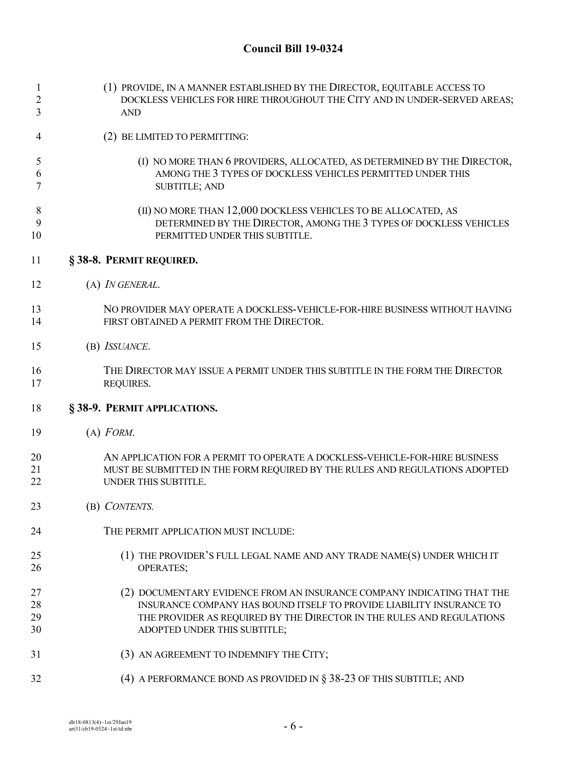(1) PROVIDE, IN A MANNER ESTABLISHED BY THE DIRECTOR, EQUITABLE ACCESS TO DOCKLESS VEHICLES FOR HIRE THROUGHOUT THE CITY AND IN UNDER-SERVED AREAS; AND

(2) BE LIMITED TO PERMITTING:

(I) NO MORE THAN 6 PROVIDERS, ALLOCATED, AS DETERMINED BY THE DIRECTOR, AMONG THE 3 TYPES OF DOCKLESS VEHICLES PERMITTED UNDER THIS SUBTITLE; AND

(II) NO MORE THAN 12,000 DOCKLESS VEHICLES TO BE ALLOCATED, AS DETERMINED BY THE DIRECTOR, AMONG THE 3 TYPES OF DOCKLESS VEHICLES PERMITTED UNDER THIS SUBTITLE.

**§ 38-8. PERMIT REQUIRED.**

(A) *IN GENERAL.*

NO PROVIDER MAY OPERATE A DOCKLESS-VEHICLE-FOR-HIRE BUSINESS WITHOUT HAVING FIRST OBTAINED A PERMIT FROM THE DIRECTOR.

(B) *ISSUANCE.*

THE DIRECTOR MAY ISSUE A PERMIT UNDER THIS SUBTITLE IN THE FORM THE DIRECTOR REQUIRES.

**§ 38-9. PERMIT APPLICATIONS.**

(A) *FORM.*

AN APPLICATION FOR A PERMIT TO OPERATE A DOCKLESS-VEHICLE-FOR-HIRE BUSINESS MUST BE SUBMITTED IN THE FORM REQUIRED BY THE RULES AND REGULATIONS ADOPTED UNDER THIS SUBTITLE.

(B) *CONTENTS.*

THE PERMIT APPLICATION MUST INCLUDE:

(1) THE PROVIDER'S FULL LEGAL NAME AND ANY TRADE NAME(S) UNDER WHICH IT OPERATES;

(2) DOCUMENTARY EVIDENCE FROM AN INSURANCE COMPANY INDICATING THAT THE INSURANCE COMPANY HAS BOUND ITSELF TO PROVIDE LIABILITY INSURANCE TO THE PROVIDER AS REQUIRED BY THE DIRECTOR IN THE RULES AND REGULATIONS ADOPTED UNDER THIS SUBTITLE;

(3) AN AGREEMENT TO INDEMNIFY THE CITY;

(4) A PERFORMANCE BOND AS PROVIDED IN § 38-23 OF THIS SUBTITLE; AND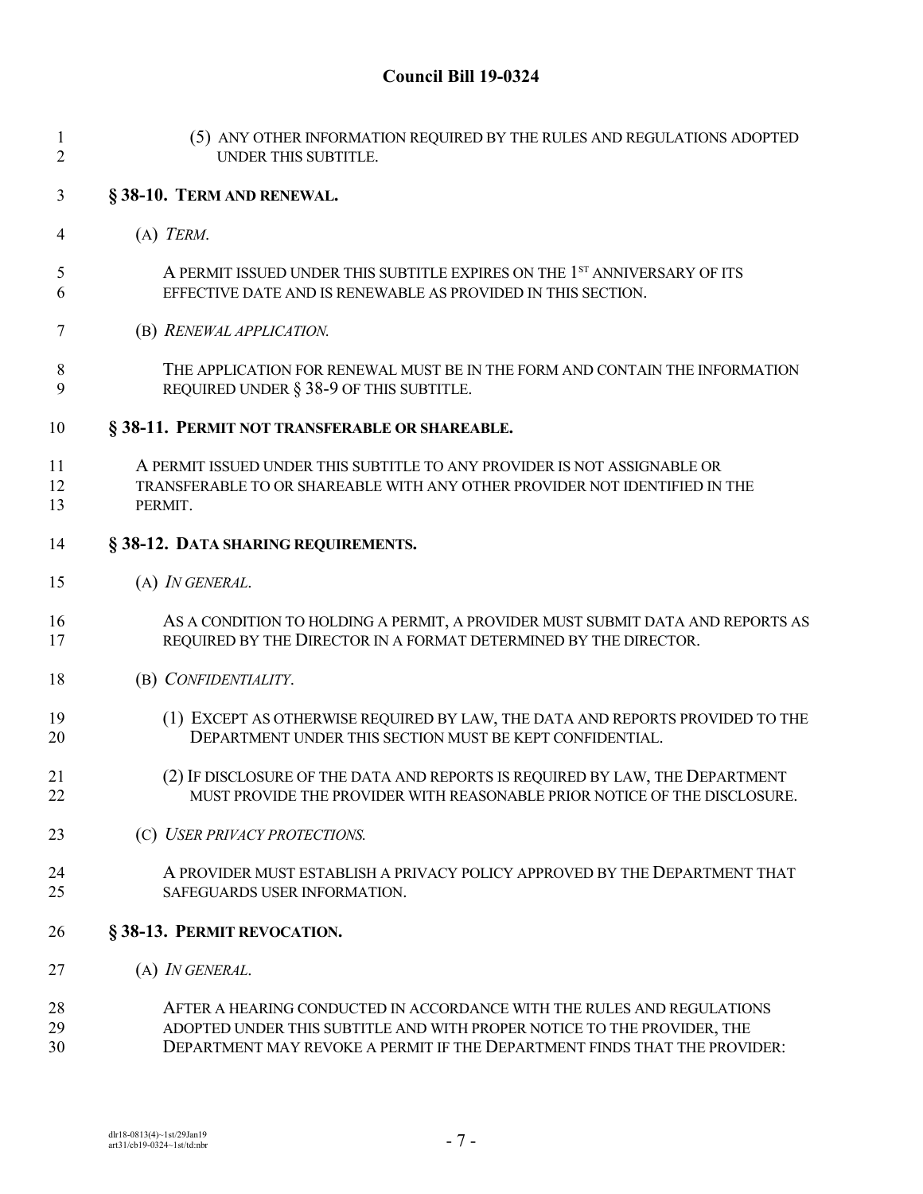(5) ANY OTHER INFORMATION REQUIRED BY THE RULES AND REGULATIONS ADOPTED UNDER THIS SUBTITLE.

**§ 38-10. TERM AND RENEWAL.**

(A) *TERM.*

A PERMIT ISSUED UNDER THIS SUBTITLE EXPIRES ON THE 1ST ANNIVERSARY OF ITS EFFECTIVE DATE AND IS RENEWABLE AS PROVIDED IN THIS SECTION.

(B) *RENEWAL APPLICATION.*

THE APPLICATION FOR RENEWAL MUST BE IN THE FORM AND CONTAIN THE INFORMATION REQUIRED UNDER § 38-9 OF THIS SUBTITLE.

**§ 38-11. PERMIT NOT TRANSFERABLE OR SHAREABLE.**

A PERMIT ISSUED UNDER THIS SUBTITLE TO ANY PROVIDER IS NOT ASSIGNABLE OR TRANSFERABLE TO OR SHAREABLE WITH ANY OTHER PROVIDER NOT IDENTIFIED IN THE PERMIT.

**§ 38-12. DATA SHARING REQUIREMENTS.**

(A) *IN GENERAL.*

AS A CONDITION TO HOLDING A PERMIT, A PROVIDER MUST SUBMIT DATA AND REPORTS AS REQUIRED BY THE DIRECTOR IN A FORMAT DETERMINED BY THE DIRECTOR.

(B) *CONFIDENTIALITY.*

(1) EXCEPT AS OTHERWISE REQUIRED BY LAW, THE DATA AND REPORTS PROVIDED TO THE DEPARTMENT UNDER THIS SECTION MUST BE KEPT CONFIDENTIAL.

(2) IF DISCLOSURE OF THE DATA AND REPORTS IS REQUIRED BY LAW, THE DEPARTMENT MUST PROVIDE THE PROVIDER WITH REASONABLE PRIOR NOTICE OF THE DISCLOSURE.

(C) *USER PRIVACY PROTECTIONS.*

A PROVIDER MUST ESTABLISH A PRIVACY POLICY APPROVED BY THE DEPARTMENT THAT SAFEGUARDS USER INFORMATION.

**§ 38-13. PERMIT REVOCATION.**

(A) *IN GENERAL.*

AFTER A HEARING CONDUCTED IN ACCORDANCE WITH THE RULES AND REGULATIONS ADOPTED UNDER THIS SUBTITLE AND WITH PROPER NOTICE TO THE PROVIDER, THE DEPARTMENT MAY REVOKE A PERMIT IF THE DEPARTMENT FINDS THAT THE PROVIDER: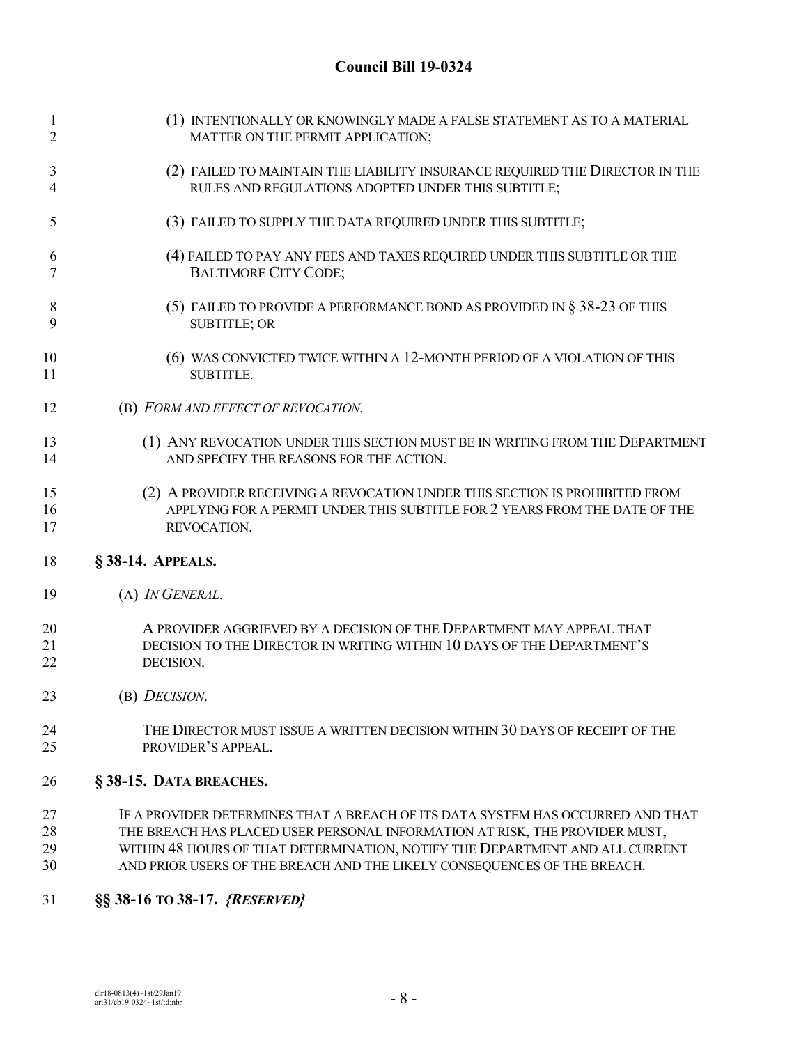(1) INTENTIONALLY OR KNOWINGLY MADE A FALSE STATEMENT AS TO A MATERIAL MATTER ON THE PERMIT APPLICATION;

(2) FAILED TO MAINTAIN THE LIABILITY INSURANCE REQUIRED THE DIRECTOR IN THE RULES AND REGULATIONS ADOPTED UNDER THIS SUBTITLE;

(3) FAILED TO SUPPLY THE DATA REQUIRED UNDER THIS SUBTITLE;

(4) FAILED TO PAY ANY FEES AND TAXES REQUIRED UNDER THIS SUBTITLE OR THE BALTIMORE CITY CODE;

(5) FAILED TO PROVIDE A PERFORMANCE BOND AS PROVIDED IN § 38-23 OF THIS SUBTITLE; OR

(6) WAS CONVICTED TWICE WITHIN A 12-MONTH PERIOD OF A VIOLATION OF THIS SUBTITLE.

(B) *FORM AND EFFECT OF REVOCATION.*

(1) ANY REVOCATION UNDER THIS SECTION MUST BE IN WRITING FROM THE DEPARTMENT AND SPECIFY THE REASONS FOR THE ACTION.

(2) A PROVIDER RECEIVING A REVOCATION UNDER THIS SECTION IS PROHIBITED FROM APPLYING FOR A PERMIT UNDER THIS SUBTITLE FOR 2 YEARS FROM THE DATE OF THE REVOCATION.

**§ 38-14. APPEALS.**

(A) *IN GENERAL.*

A PROVIDER AGGRIEVED BY A DECISION OF THE DEPARTMENT MAY APPEAL THAT DECISION TO THE DIRECTOR IN WRITING WITHIN 10 DAYS OF THE DEPARTMENT'S DECISION.

(B) *DECISION.*

THE DIRECTOR MUST ISSUE A WRITTEN DECISION WITHIN 30 DAYS OF RECEIPT OF THE PROVIDER'S APPEAL.

**§ 38-15. DATA BREACHES.**

IF A PROVIDER DETERMINES THAT A BREACH OF ITS DATA SYSTEM HAS OCCURRED AND THAT THE BREACH HAS PLACED USER PERSONAL INFORMATION AT RISK, THE PROVIDER MUST, WITHIN 48 HOURS OF THAT DETERMINATION, NOTIFY THE DEPARTMENT AND ALL CURRENT AND PRIOR USERS OF THE BREACH AND THE LIKELY CONSEQUENCES OF THE BREACH.

**§§ 38-16 TO 38-17. *{RESERVED}***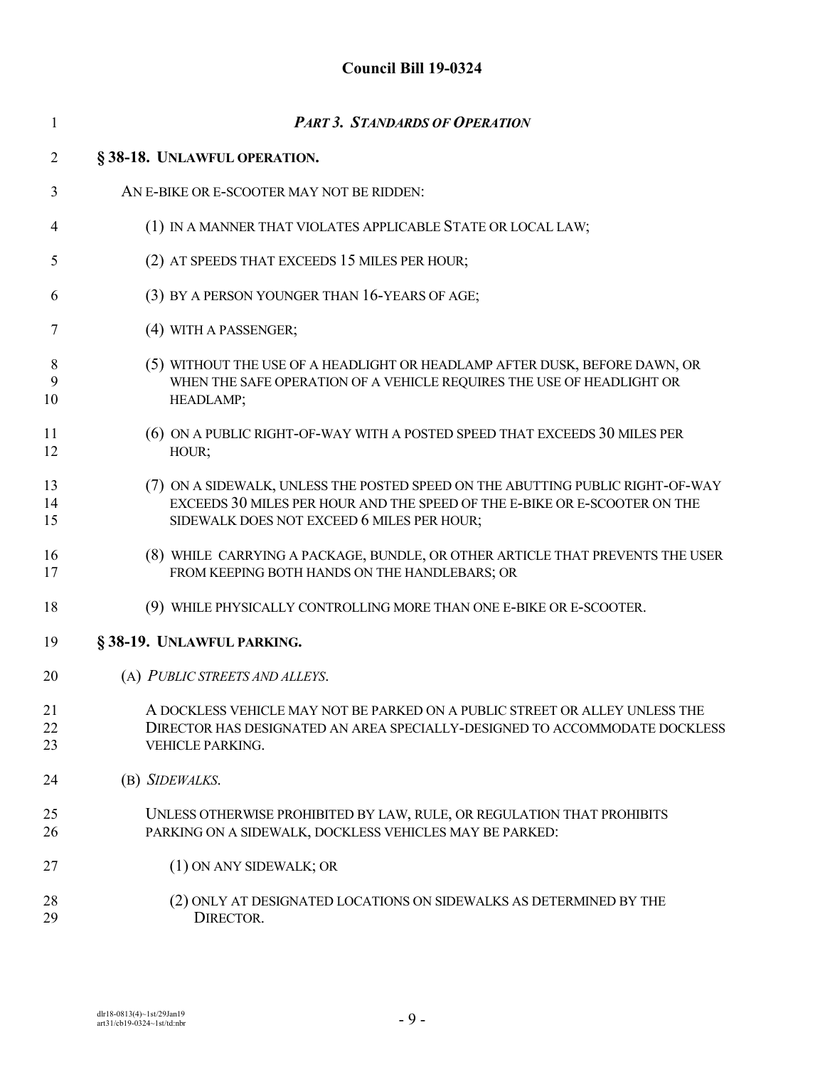## *PART 3. STANDARDS OF OPERATION*

### § 38-18. UNLAWFUL OPERATION.

AN E-BIKE OR E-SCOOTER MAY NOT BE RIDDEN:

(1) IN A MANNER THAT VIOLATES APPLICABLE STATE OR LOCAL LAW;

(2) AT SPEEDS THAT EXCEEDS 15 MILES PER HOUR;

(3) BY A PERSON YOUNGER THAN 16-YEARS OF AGE;

(4) WITH A PASSENGER;

(5) WITHOUT THE USE OF A HEADLIGHT OR HEADLAMP AFTER DUSK, BEFORE DAWN, OR WHEN THE SAFE OPERATION OF A VEHICLE REQUIRES THE USE OF HEADLIGHT OR HEADLAMP;

(6) ON A PUBLIC RIGHT-OF-WAY WITH A POSTED SPEED THAT EXCEEDS 30 MILES PER HOUR;

(7) ON A SIDEWALK, UNLESS THE POSTED SPEED ON THE ABUTTING PUBLIC RIGHT-OF-WAY EXCEEDS 30 MILES PER HOUR AND THE SPEED OF THE E-BIKE OR E-SCOOTER ON THE SIDEWALK DOES NOT EXCEED 6 MILES PER HOUR;

(8) WHILE CARRYING A PACKAGE, BUNDLE, OR OTHER ARTICLE THAT PREVENTS THE USER FROM KEEPING BOTH HANDS ON THE HANDLEBARS; OR

(9) WHILE PHYSICALLY CONTROLLING MORE THAN ONE E-BIKE OR E-SCOOTER.

### § 38-19. UNLAWFUL PARKING.

(A) *PUBLIC STREETS AND ALLEYS.*

A DOCKLESS VEHICLE MAY NOT BE PARKED ON A PUBLIC STREET OR ALLEY UNLESS THE DIRECTOR HAS DESIGNATED AN AREA SPECIALLY-DESIGNED TO ACCOMMODATE DOCKLESS VEHICLE PARKING.

(B) *SIDEWALKS.*

UNLESS OTHERWISE PROHIBITED BY LAW, RULE, OR REGULATION THAT PROHIBITS PARKING ON A SIDEWALK, DOCKLESS VEHICLES MAY BE PARKED:

(1) ON ANY SIDEWALK; OR

(2) ONLY AT DESIGNATED LOCATIONS ON SIDEWALKS AS DETERMINED BY THE DIRECTOR.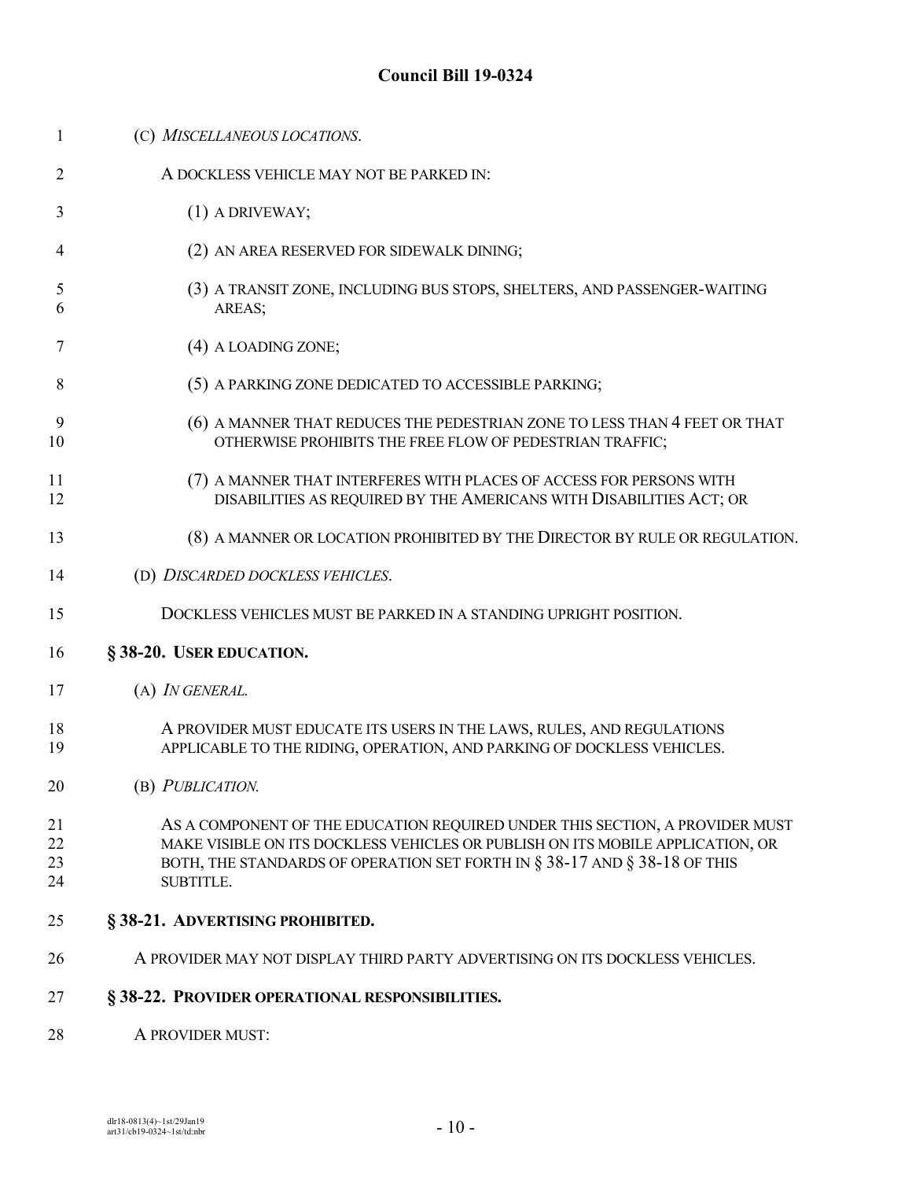(C) *MISCELLANEOUS LOCATIONS*.

A DOCKLESS VEHICLE MAY NOT BE PARKED IN:

(1) A DRIVEWAY;

(2) AN AREA RESERVED FOR SIDEWALK DINING;

(3) A TRANSIT ZONE, INCLUDING BUS STOPS, SHELTERS, AND PASSENGER-WAITING AREAS;

(4) A LOADING ZONE;

(5) A PARKING ZONE DEDICATED TO ACCESSIBLE PARKING;

(6) A MANNER THAT REDUCES THE PEDESTRIAN ZONE TO LESS THAN 4 FEET OR THAT OTHERWISE PROHIBITS THE FREE FLOW OF PEDESTRIAN TRAFFIC;

(7) A MANNER THAT INTERFERES WITH PLACES OF ACCESS FOR PERSONS WITH DISABILITIES AS REQUIRED BY THE AMERICANS WITH DISABILITIES ACT; OR

(8) A MANNER OR LOCATION PROHIBITED BY THE DIRECTOR BY RULE OR REGULATION.

(D) *DISCARDED DOCKLESS VEHICLES*.

DOCKLESS VEHICLES MUST BE PARKED IN A STANDING UPRIGHT POSITION.

**§ 38-20. USER EDUCATION.**

(A) *IN GENERAL.*

A PROVIDER MUST EDUCATE ITS USERS IN THE LAWS, RULES, AND REGULATIONS APPLICABLE TO THE RIDING, OPERATION, AND PARKING OF DOCKLESS VEHICLES.

(B) *PUBLICATION.*

AS A COMPONENT OF THE EDUCATION REQUIRED UNDER THIS SECTION, A PROVIDER MUST MAKE VISIBLE ON ITS DOCKLESS VEHICLES OR PUBLISH ON ITS MOBILE APPLICATION, OR BOTH, THE STANDARDS OF OPERATION SET FORTH IN § 38-17 AND § 38-18 OF THIS SUBTITLE.

**§ 38-21. ADVERTISING PROHIBITED.**

A PROVIDER MAY NOT DISPLAY THIRD PARTY ADVERTISING ON ITS DOCKLESS VEHICLES.

**§ 38-22. PROVIDER OPERATIONAL RESPONSIBILITIES.**

A PROVIDER MUST: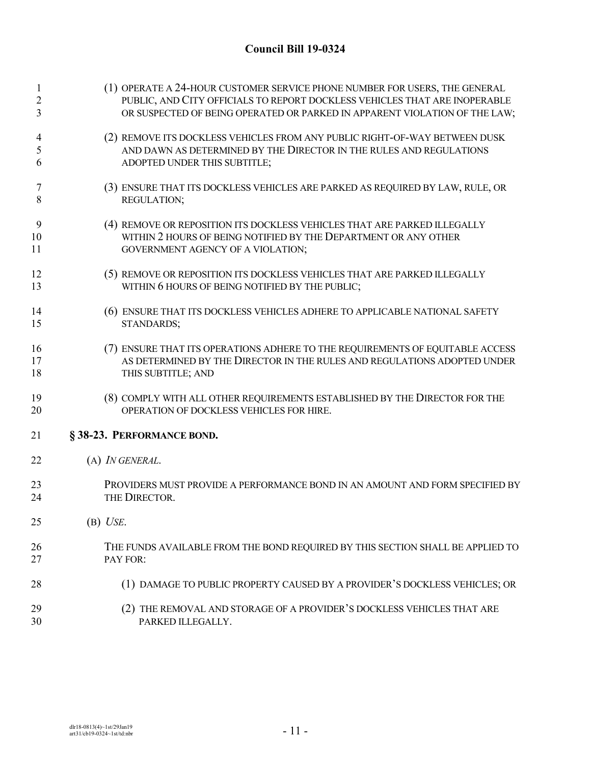(1) OPERATE A 24-HOUR CUSTOMER SERVICE PHONE NUMBER FOR USERS, THE GENERAL PUBLIC, AND CITY OFFICIALS TO REPORT DOCKLESS VEHICLES THAT ARE INOPERABLE OR SUSPECTED OF BEING OPERATED OR PARKED IN APPARENT VIOLATION OF THE LAW;

(2) REMOVE ITS DOCKLESS VEHICLES FROM ANY PUBLIC RIGHT-OF-WAY BETWEEN DUSK AND DAWN AS DETERMINED BY THE DIRECTOR IN THE RULES AND REGULATIONS ADOPTED UNDER THIS SUBTITLE;

(3) ENSURE THAT ITS DOCKLESS VEHICLES ARE PARKED AS REQUIRED BY LAW, RULE, OR REGULATION;

(4) REMOVE OR REPOSITION ITS DOCKLESS VEHICLES THAT ARE PARKED ILLEGALLY WITHIN 2 HOURS OF BEING NOTIFIED BY THE DEPARTMENT OR ANY OTHER GOVERNMENT AGENCY OF A VIOLATION;

(5) REMOVE OR REPOSITION ITS DOCKLESS VEHICLES THAT ARE PARKED ILLEGALLY WITHIN 6 HOURS OF BEING NOTIFIED BY THE PUBLIC;

(6) ENSURE THAT ITS DOCKLESS VEHICLES ADHERE TO APPLICABLE NATIONAL SAFETY STANDARDS;

(7) ENSURE THAT ITS OPERATIONS ADHERE TO THE REQUIREMENTS OF EQUITABLE ACCESS AS DETERMINED BY THE DIRECTOR IN THE RULES AND REGULATIONS ADOPTED UNDER THIS SUBTITLE; AND

(8) COMPLY WITH ALL OTHER REQUIREMENTS ESTABLISHED BY THE DIRECTOR FOR THE OPERATION OF DOCKLESS VEHICLES FOR HIRE.

**§ 38-23. PERFORMANCE BOND.**

(A) *IN GENERAL.*

PROVIDERS MUST PROVIDE A PERFORMANCE BOND IN AN AMOUNT AND FORM SPECIFIED BY THE DIRECTOR.

(B) *USE.*

THE FUNDS AVAILABLE FROM THE BOND REQUIRED BY THIS SECTION SHALL BE APPLIED TO PAY FOR:

(1) DAMAGE TO PUBLIC PROPERTY CAUSED BY A PROVIDER'S DOCKLESS VEHICLES; OR

(2) THE REMOVAL AND STORAGE OF A PROVIDER'S DOCKLESS VEHICLES THAT ARE PARKED ILLEGALLY.

dlr18-0813(4)~1st/29Jan19
art31/cb19-0324~1st/td:nbr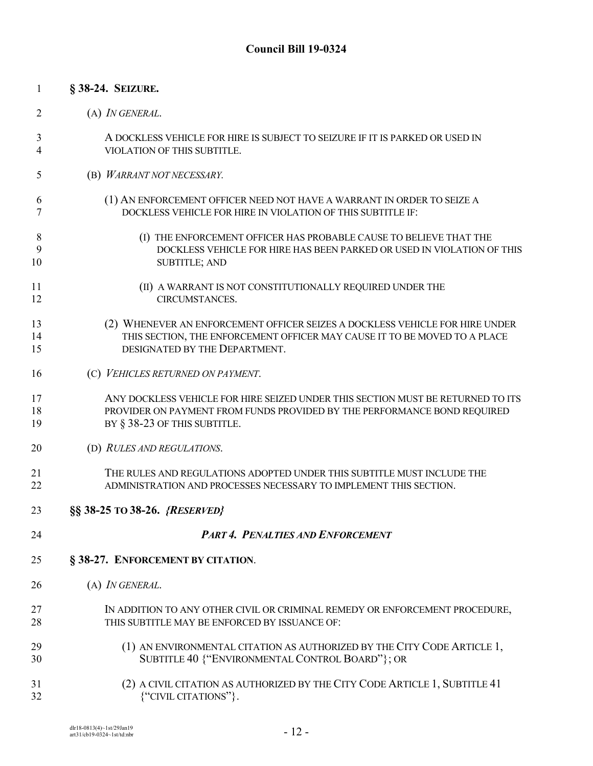**§ 38-24. SEIZURE.**

(A) *IN GENERAL.*

A DOCKLESS VEHICLE FOR HIRE IS SUBJECT TO SEIZURE IF IT IS PARKED OR USED IN VIOLATION OF THIS SUBTITLE.

(B) *WARRANT NOT NECESSARY.*

(1) AN ENFORCEMENT OFFICER NEED NOT HAVE A WARRANT IN ORDER TO SEIZE A DOCKLESS VEHICLE FOR HIRE IN VIOLATION OF THIS SUBTITLE IF:

(I) THE ENFORCEMENT OFFICER HAS PROBABLE CAUSE TO BELIEVE THAT THE DOCKLESS VEHICLE FOR HIRE HAS BEEN PARKED OR USED IN VIOLATION OF THIS SUBTITLE; AND

(II) A WARRANT IS NOT CONSTITUTIONALLY REQUIRED UNDER THE CIRCUMSTANCES.

(2) WHENEVER AN ENFORCEMENT OFFICER SEIZES A DOCKLESS VEHICLE FOR HIRE UNDER THIS SECTION, THE ENFORCEMENT OFFICER MAY CAUSE IT TO BE MOVED TO A PLACE DESIGNATED BY THE DEPARTMENT.

(C) *VEHICLES RETURNED ON PAYMENT.*

ANY DOCKLESS VEHICLE FOR HIRE SEIZED UNDER THIS SECTION MUST BE RETURNED TO ITS PROVIDER ON PAYMENT FROM FUNDS PROVIDED BY THE PERFORMANCE BOND REQUIRED BY § 38-23 OF THIS SUBTITLE.

(D) *RULES AND REGULATIONS.*

THE RULES AND REGULATIONS ADOPTED UNDER THIS SUBTITLE MUST INCLUDE THE ADMINISTRATION AND PROCESSES NECESSARY TO IMPLEMENT THIS SECTION.

**§§ 38-25 TO 38-26. *{RESERVED}***

***PART 4. PENALTIES AND ENFORCEMENT***

**§ 38-27. ENFORCEMENT BY CITATION.**

(A) *IN GENERAL.*

IN ADDITION TO ANY OTHER CIVIL OR CRIMINAL REMEDY OR ENFORCEMENT PROCEDURE, THIS SUBTITLE MAY BE ENFORCED BY ISSUANCE OF:

(1) AN ENVIRONMENTAL CITATION AS AUTHORIZED BY THE CITY CODE ARTICLE 1, SUBTITLE 40 {"ENVIRONMENTAL CONTROL BOARD"}; OR

(2) A CIVIL CITATION AS AUTHORIZED BY THE CITY CODE ARTICLE 1, SUBTITLE 41 {"CIVIL CITATIONS"}.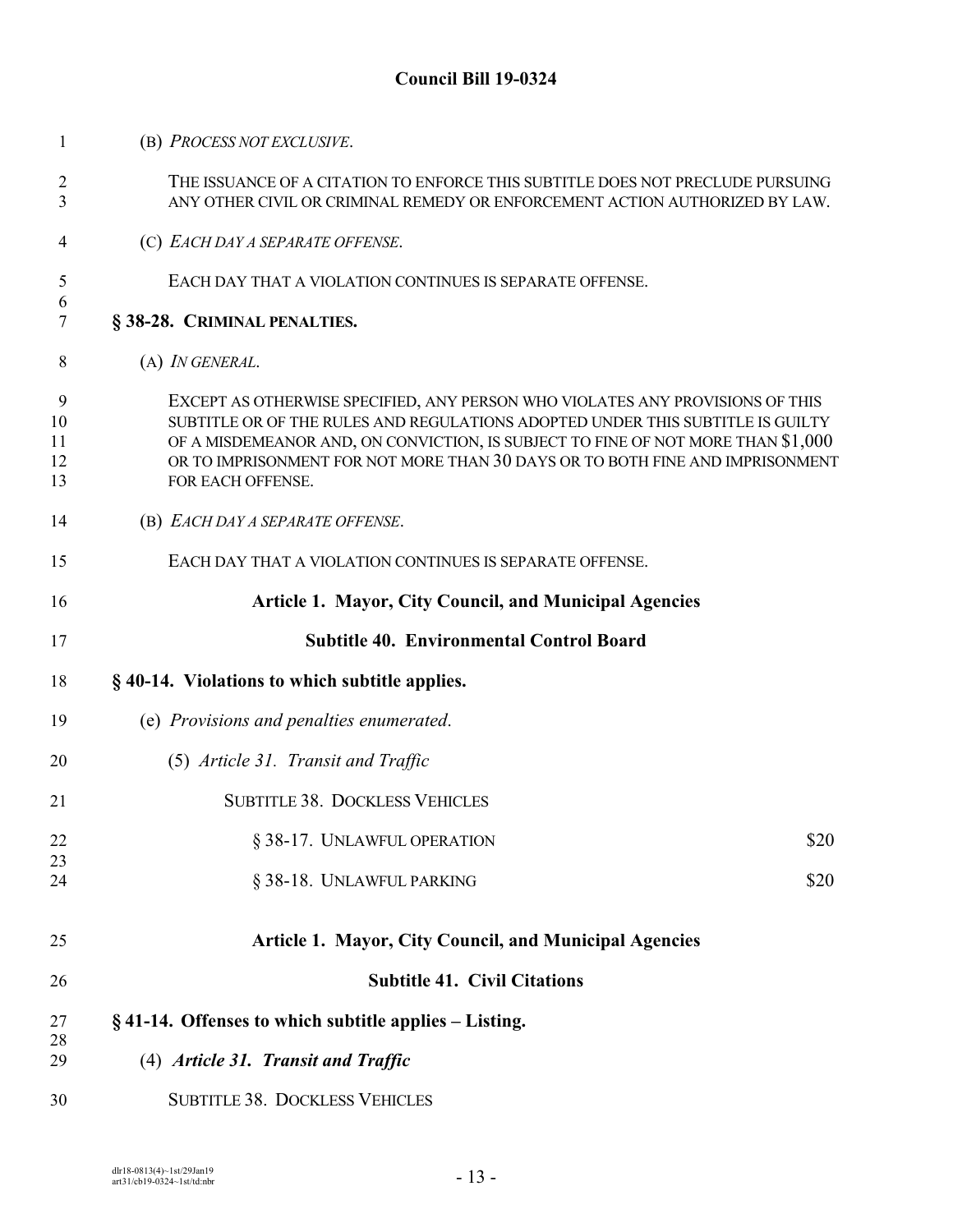(B) *PROCESS NOT EXCLUSIVE*.

THE ISSUANCE OF A CITATION TO ENFORCE THIS SUBTITLE DOES NOT PRECLUDE PURSUING ANY OTHER CIVIL OR CRIMINAL REMEDY OR ENFORCEMENT ACTION AUTHORIZED BY LAW.

(C) *EACH DAY A SEPARATE OFFENSE*.

EACH DAY THAT A VIOLATION CONTINUES IS SEPARATE OFFENSE.

**§ 38-28. CRIMINAL PENALTIES.**

(A) *IN GENERAL*.

EXCEPT AS OTHERWISE SPECIFIED, ANY PERSON WHO VIOLATES ANY PROVISIONS OF THIS SUBTITLE OR OF THE RULES AND REGULATIONS ADOPTED UNDER THIS SUBTITLE IS GUILTY OF A MISDEMEANOR AND, ON CONVICTION, IS SUBJECT TO FINE OF NOT MORE THAN $1,000 OR TO IMPRISONMENT FOR NOT MORE THAN 30 DAYS OR TO BOTH FINE AND IMPRISONMENT FOR EACH OFFENSE.

(B) *EACH DAY A SEPARATE OFFENSE*.

EACH DAY THAT A VIOLATION CONTINUES IS SEPARATE OFFENSE.

## Article 1. Mayor, City Council, and Municipal Agencies

## Subtitle 40. Environmental Control Board

**§ 40-14. Violations to which subtitle applies.**

(e) *Provisions and penalties enumerated.*

(5) *Article 31. Transit and Traffic*

SUBTITLE 38. DOCKLESS VEHICLES

| | |
|---|---|
| § 38-17. UNLAWFUL OPERATION | $20 |
| § 38-18. UNLAWFUL PARKING | $20 |

## Article 1. Mayor, City Council, and Municipal Agencies

## Subtitle 41. Civil Citations

**§ 41-14. Offenses to which subtitle applies – Listing.**

(4) ***Article 31. Transit and Traffic***

SUBTITLE 38. DOCKLESS VEHICLES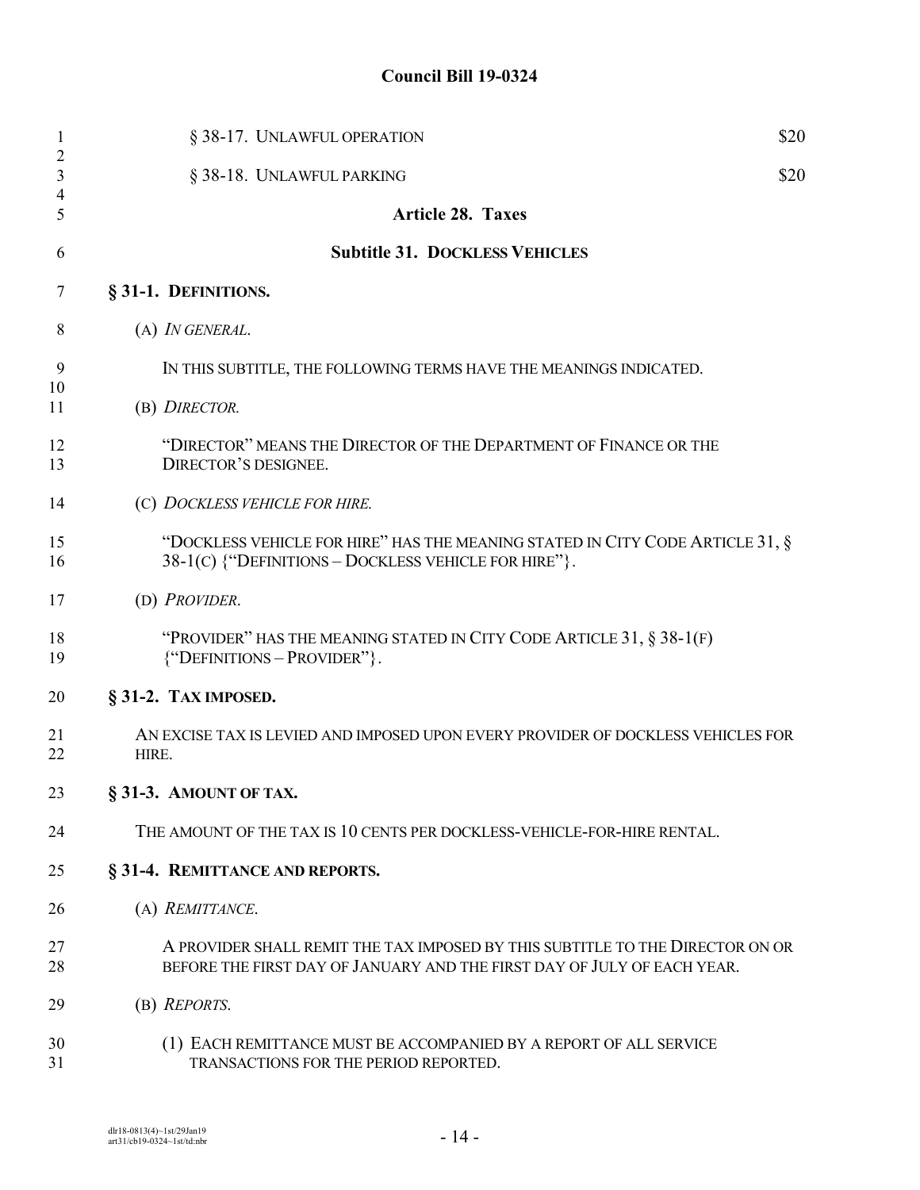§ 38-17. UNLAWFUL OPERATION $20

§ 38-18. UNLAWFUL PARKING $20

## Article 28. Taxes

## Subtitle 31. DOCKLESS VEHICLES

### § 31-1. DEFINITIONS.

(A) *IN GENERAL.*

IN THIS SUBTITLE, THE FOLLOWING TERMS HAVE THE MEANINGS INDICATED.

(B) *DIRECTOR.*

"DIRECTOR" MEANS THE DIRECTOR OF THE DEPARTMENT OF FINANCE OR THE DIRECTOR'S DESIGNEE.

(C) *DOCKLESS VEHICLE FOR HIRE.*

"DOCKLESS VEHICLE FOR HIRE" HAS THE MEANING STATED IN CITY CODE ARTICLE 31, § 38-1(C) {"DEFINITIONS – DOCKLESS VEHICLE FOR HIRE"}.

(D) *PROVIDER.*

"PROVIDER" HAS THE MEANING STATED IN CITY CODE ARTICLE 31, § 38-1(F) {"DEFINITIONS – PROVIDER"}.

### § 31-2. TAX IMPOSED.

AN EXCISE TAX IS LEVIED AND IMPOSED UPON EVERY PROVIDER OF DOCKLESS VEHICLES FOR HIRE.

### § 31-3. AMOUNT OF TAX.

THE AMOUNT OF THE TAX IS 10 CENTS PER DOCKLESS-VEHICLE-FOR-HIRE RENTAL.

### § 31-4. REMITTANCE AND REPORTS.

(A) *REMITTANCE.*

A PROVIDER SHALL REMIT THE TAX IMPOSED BY THIS SUBTITLE TO THE DIRECTOR ON OR BEFORE THE FIRST DAY OF JANUARY AND THE FIRST DAY OF JULY OF EACH YEAR.

(B) *REPORTS.*

(1) EACH REMITTANCE MUST BE ACCOMPANIED BY A REPORT OF ALL SERVICE TRANSACTIONS FOR THE PERIOD REPORTED.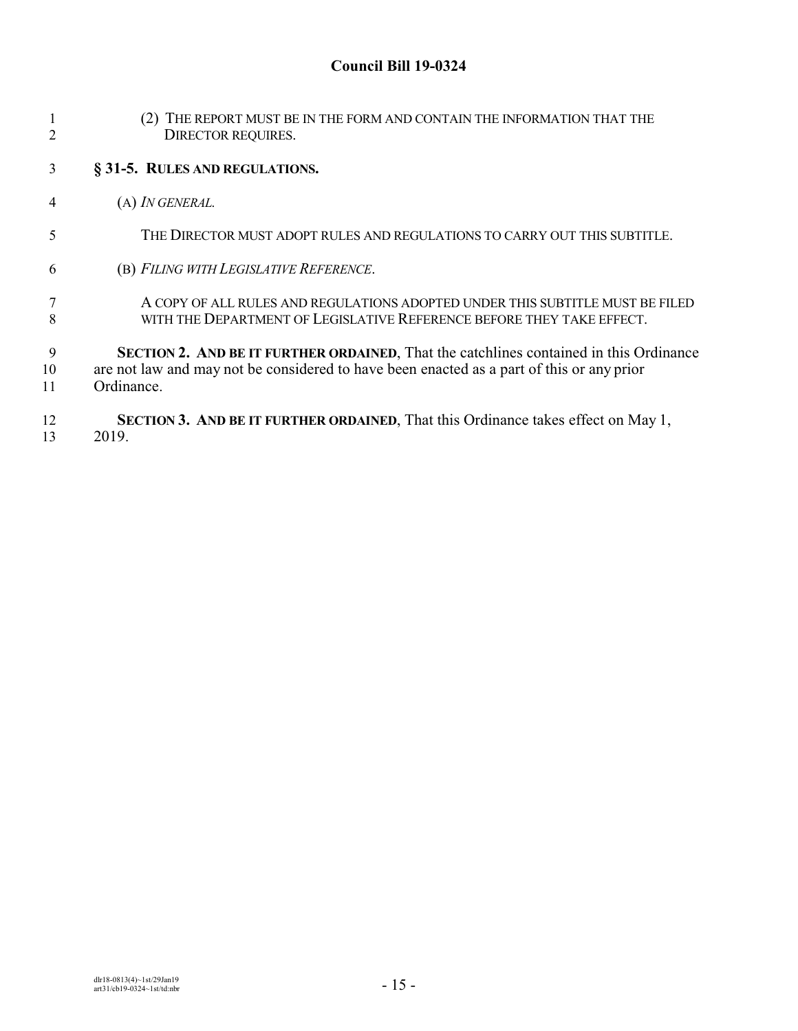(2) THE REPORT MUST BE IN THE FORM AND CONTAIN THE INFORMATION THAT THE DIRECTOR REQUIRES.

**§ 31-5. RULES AND REGULATIONS.**

(A) *IN GENERAL.*

THE DIRECTOR MUST ADOPT RULES AND REGULATIONS TO CARRY OUT THIS SUBTITLE.

(B) *FILING WITH LEGISLATIVE REFERENCE*.

A COPY OF ALL RULES AND REGULATIONS ADOPTED UNDER THIS SUBTITLE MUST BE FILED WITH THE DEPARTMENT OF LEGISLATIVE REFERENCE BEFORE THEY TAKE EFFECT.

**SECTION 2. AND BE IT FURTHER ORDAINED**, That the catchlines contained in this Ordinance are not law and may not be considered to have been enacted as a part of this or any prior Ordinance.

**SECTION 3. AND BE IT FURTHER ORDAINED**, That this Ordinance takes effect on May 1, 2019.